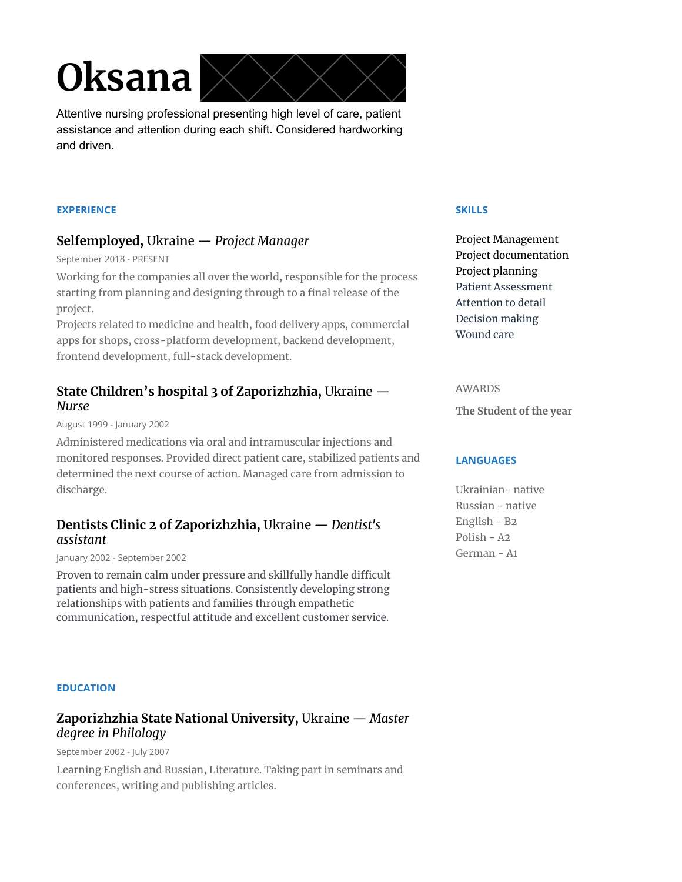# Oksana

Attentive nursing professional presenting high level of care, patient assistance and attention during each shift. Considered hardworking and driven.

## EXPERIENCE

### **Selfemployed,** Ukraine — *Project Manager*

September 2018 - PRESENT

Working for the companies all over the world, responsible for the process starting from planning and designing through to a final release of the project.
Projects related to medicine and health, food delivery apps, commercial apps for shops, cross-platform development, backend development, frontend development, full-stack development.

### **State Children's hospital 3 of Zaporizhzhia,** Ukraine — *Nurse*

August 1999 - January 2002

Administered medications via oral and intramuscular injections and monitored responses. Provided direct patient care, stabilized patients and determined the next course of action. Managed care from admission to discharge.

### **Dentists Clinic 2 of Zaporizhzhia,** Ukraine — *Dentist's assistant*

January 2002 - September 2002

Proven to remain calm under pressure and skillfully handle difficult patients and high-stress situations. Consistently developing strong relationships with patients and families through empathetic communication, respectful attitude and excellent customer service.

## EDUCATION

### **Zaporizhzhia State National University,** Ukraine — *Master degree in Philology*

September 2002 - July 2007

Learning English and Russian, Literature. Taking part in seminars and conferences, writing and publishing articles.

## SKILLS

Project Management
Project documentation
Project planning
Patient Assessment
Attention to detail
Decision making
Wound care

## AWARDS

**The Student of the year**

## LANGUAGES

Ukrainian- native
Russian - native
English - B2
Polish - A2
German - A1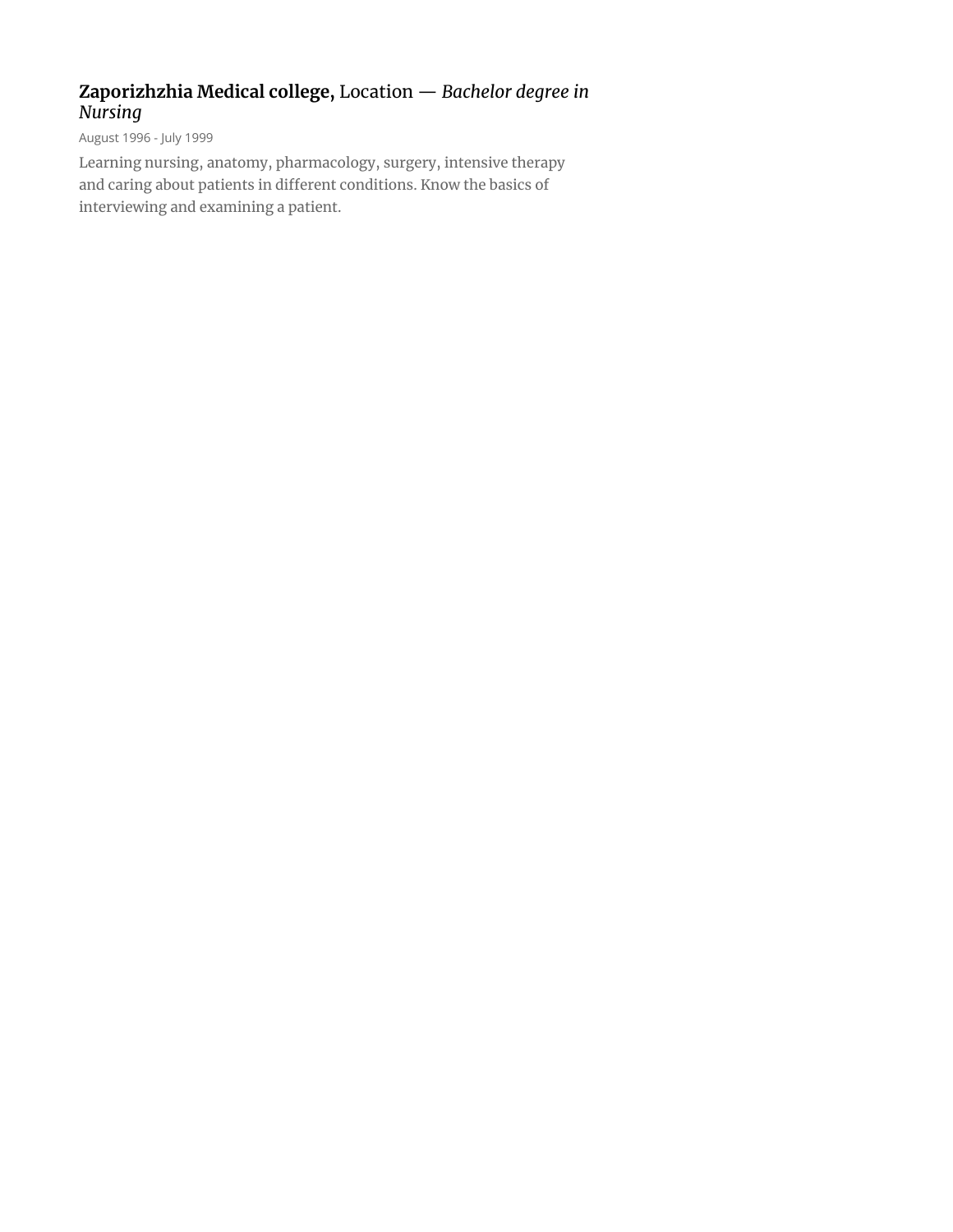### **Zaporizhzhia Medical college,** Location — *Bachelor degree in Nursing*

August 1996 - July 1999

Learning nursing, anatomy, pharmacology, surgery, intensive therapy and caring about patients in different conditions. Know the basics of interviewing and examining a patient.